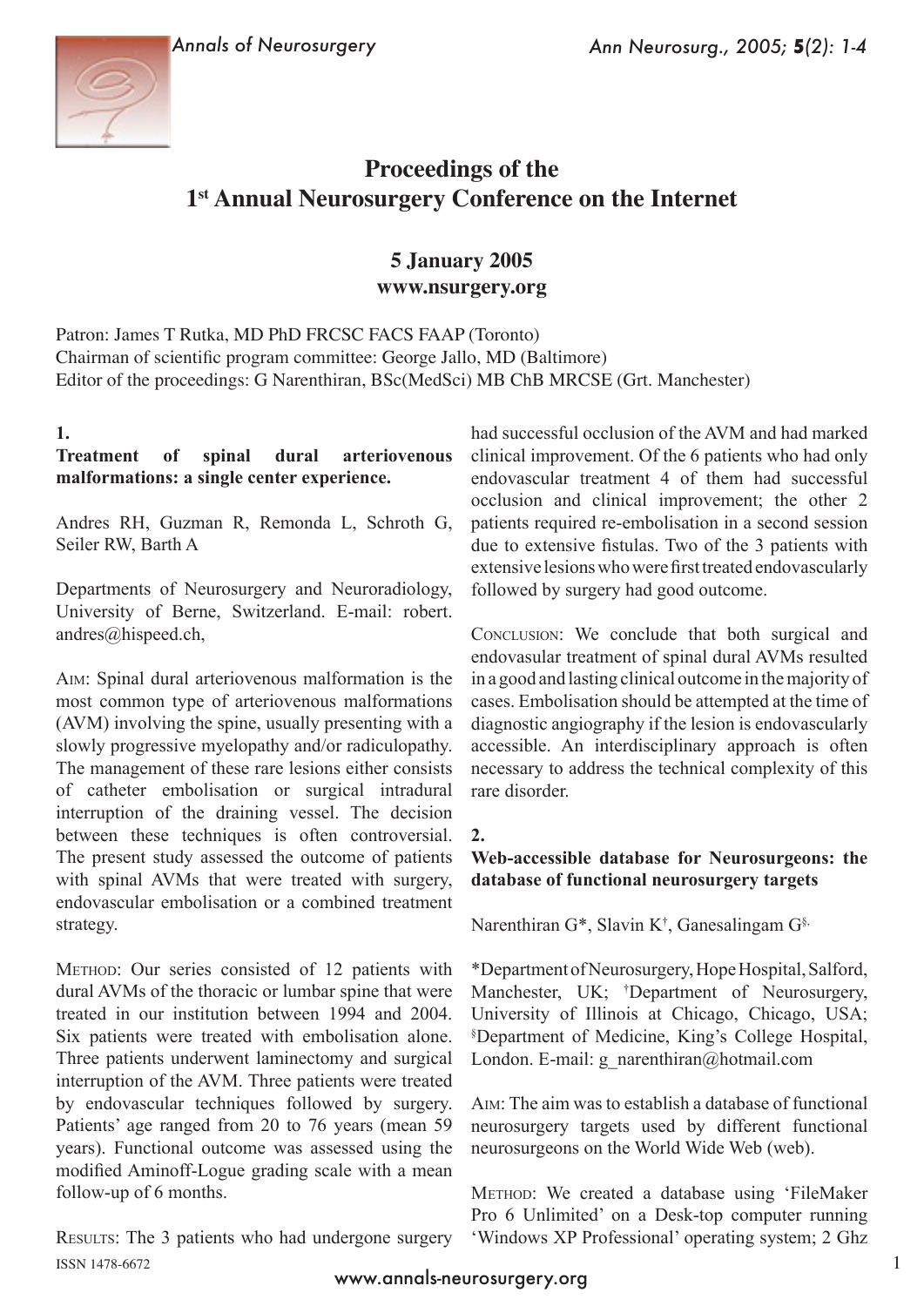# Proceedings of the 1st Annual Neurosurgery Conference on the Internet

## 5 January 2005
## www.nsurgery.org

Patron: James T Rutka, MD PhD FRCSC FACS FAAP (Toronto)
Chairman of scientific program committee: George Jallo, MD (Baltimore)
Editor of the proceedings: G Narenthiran, BSc(MedSci) MB ChB MRCSE (Grt. Manchester)

**1.**
**Treatment of spinal dural arteriovenous malformations: a single center experience.**

Andres RH, Guzman R, Remonda L, Schroth G, Seiler RW, Barth A

Departments of Neurosurgery and Neuroradiology, University of Berne, Switzerland. E-mail: robert.andres@hispeed.ch,

Aim: Spinal dural arteriovenous malformation is the most common type of arteriovenous malformations (AVM) involving the spine, usually presenting with a slowly progressive myelopathy and/or radiculopathy. The management of these rare lesions either consists of catheter embolisation or surgical intradural interruption of the draining vessel. The decision between these techniques is often controversial. The present study assessed the outcome of patients with spinal AVMs that were treated with surgery, endovascular embolisation or a combined treatment strategy.

Method: Our series consisted of 12 patients with dural AVMs of the thoracic or lumbar spine that were treated in our institution between 1994 and 2004. Six patients were treated with embolisation alone. Three patients underwent laminectomy and surgical interruption of the AVM. Three patients were treated by endovascular techniques followed by surgery. Patients' age ranged from 20 to 76 years (mean 59 years). Functional outcome was assessed using the modified Aminoff-Logue grading scale with a mean follow-up of 6 months.

Results: The 3 patients who had undergone surgery had successful occlusion of the AVM and had marked clinical improvement. Of the 6 patients who had only endovascular treatment 4 of them had successful occlusion and clinical improvement; the other 2 patients required re-embolisation in a second session due to extensive fistulas. Two of the 3 patients with extensive lesions who were first treated endovascularly followed by surgery had good outcome.

Conclusion: We conclude that both surgical and endovasular treatment of spinal dural AVMs resulted in a good and lasting clinical outcome in the majority of cases. Embolisation should be attempted at the time of diagnostic angiography if the lesion is endovascularly accessible. An interdisciplinary approach is often necessary to address the technical complexity of this rare disorder.

**2.**
**Web-accessible database for Neurosurgeons: the database of functional neurosurgery targets**

Narenthiran G*, Slavin K[†], Ganesalingam G[§]

*Department of Neurosurgery, Hope Hospital, Salford, Manchester, UK; [†]Department of Neurosurgery, University of Illinois at Chicago, Chicago, USA; [§]Department of Medicine, King's College Hospital, London. E-mail: g_narenthiran@hotmail.com

Aim: The aim was to establish a database of functional neurosurgery targets used by different functional neurosurgeons on the World Wide Web (web).

Method: We created a database using 'FileMaker Pro 6 Unlimited' on a Desk-top computer running 'Windows XP Professional' operating system; 2 Ghz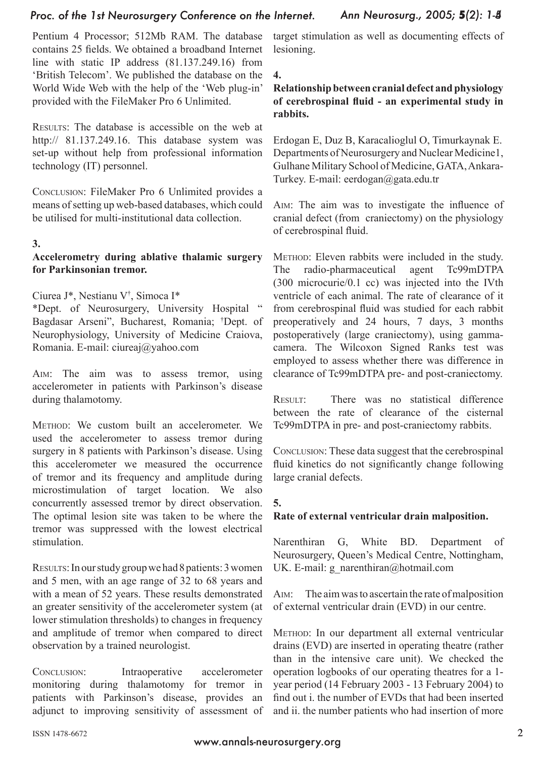Pentium 4 Processor; 512Mb RAM. The database contains 25 fields. We obtained a broadband Internet line with static IP address (81.137.249.16) from 'British Telecom'. We published the database on the World Wide Web with the help of the 'Web plug-in' provided with the FileMaker Pro 6 Unlimited.

Results: The database is accessible on the web at http:// 81.137.249.16. This database system was set-up without help from professional information technology (IT) personnel.

Conclusion: FileMaker Pro 6 Unlimited provides a means of setting up web-based databases, which could be utilised for multi-institutional data collection.

**3.**

**Accelerometry during ablative thalamic surgery for Parkinsonian tremor.**

Ciurea J*, Nestianu V†, Simoca I*

*Dept. of Neurosurgery, University Hospital " Bagdasar Arseni", Bucharest, Romania; †Dept. of Neurophysiology, University of Medicine Craiova, Romania. E-mail: ciureaj@yahoo.com

Aim: The aim was to assess tremor, using accelerometer in patients with Parkinson's disease during thalamotomy.

Method: We custom built an accelerometer. We used the accelerometer to assess tremor during surgery in 8 patients with Parkinson's disease. Using this accelerometer we measured the occurrence of tremor and its frequency and amplitude during microstimulation of target location. We also concurrently assessed tremor by direct observation. The optimal lesion site was taken to be where the tremor was suppressed with the lowest electrical stimulation.

Results: In our study group we had 8 patients: 3 women and 5 men, with an age range of 32 to 68 years and with a mean of 52 years. These results demonstrated an greater sensitivity of the accelerometer system (at lower stimulation thresholds) to changes in frequency and amplitude of tremor when compared to direct observation by a trained neurologist.

Conclusion: Intraoperative accelerometer monitoring during thalamotomy for tremor in patients with Parkinson's disease, provides an adjunct to improving sensitivity of assessment of target stimulation as well as documenting effects of lesioning.

**4.**

**Relationship between cranial defect and physiology of cerebrospinal fluid - an experimental study in rabbits.**

Erdogan E, Duz B, Karacalioglul O, Timurkaynak E. Departments of Neurosurgery and Nuclear Medicine1, Gulhane Military School of Medicine, GATA, Ankara-Turkey. E-mail: eerdogan@gata.edu.tr

Aim: The aim was to investigate the influence of cranial defect (from craniectomy) on the physiology of cerebrospinal fluid.

Method: Eleven rabbits were included in the study. The radio-pharmaceutical agent Tc99mDTPA (300 microcurie/0.1 cc) was injected into the IVth ventricle of each animal. The rate of clearance of it from cerebrospinal fluid was studied for each rabbit preoperatively and 24 hours, 7 days, 3 months postoperatively (large craniectomy), using gamma-camera. The Wilcoxon Signed Ranks test was employed to assess whether there was difference in clearance of Tc99mDTPA pre- and post-craniectomy.

Result: There was no statistical difference between the rate of clearance of the cisternal Tc99mDTPA in pre- and post-craniectomy rabbits.

Conclusion: These data suggest that the cerebrospinal fluid kinetics do not significantly change following large cranial defects.

**5.**

**Rate of external ventricular drain malposition.**

Narenthiran G, White BD. Department of Neurosurgery, Queen's Medical Centre, Nottingham, UK. E-mail: g_narenthiran@hotmail.com

Aim: The aim was to ascertain the rate of malposition of external ventricular drain (EVD) in our centre.

Method: In our department all external ventricular drains (EVD) are inserted in operating theatre (rather than in the intensive care unit). We checked the operation logbooks of our operating theatres for a 1-year period (14 February 2003 - 13 February 2004) to find out i. the number of EVDs that had been inserted and ii. the number patients who had insertion of more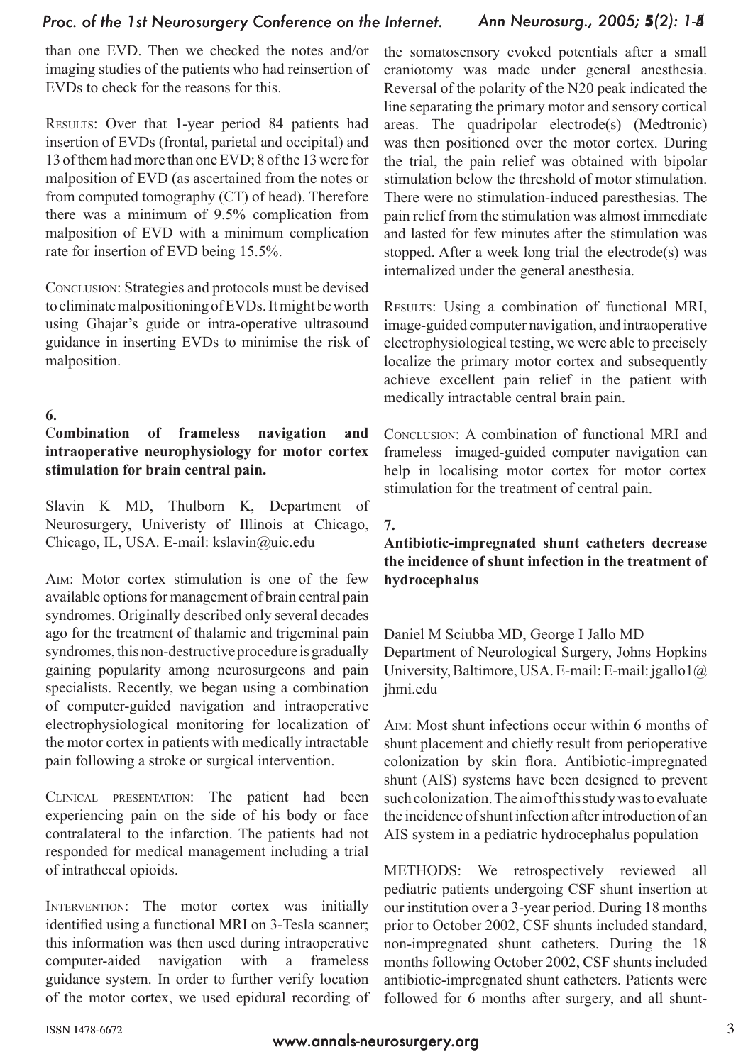than one EVD. Then we checked the notes and/or imaging studies of the patients who had reinsertion of EVDs to check for the reasons for this.

RESULTS: Over that 1-year period 84 patients had insertion of EVDs (frontal, parietal and occipital) and 13 of them had more than one EVD; 8 of the 13 were for malposition of EVD (as ascertained from the notes or from computed tomography (CT) of head). Therefore there was a minimum of 9.5% complication from malposition of EVD with a minimum complication rate for insertion of EVD being 15.5%.

CONCLUSION: Strategies and protocols must be devised to eliminate malpositioning of EVDs. It might be worth using Ghajar's guide or intra-operative ultrasound guidance in inserting EVDs to minimise the risk of malposition.

### 6.

### Combination of frameless navigation and intraoperative neurophysiology for motor cortex stimulation for brain central pain.

Slavin K MD, Thulborn K, Department of Neurosurgery, Univeristy of Illinois at Chicago, Chicago, IL, USA. E-mail: kslavin@uic.edu

AIM: Motor cortex stimulation is one of the few available options for management of brain central pain syndromes. Originally described only several decades ago for the treatment of thalamic and trigeminal pain syndromes, this non-destructive procedure is gradually gaining popularity among neurosurgeons and pain specialists. Recently, we began using a combination of computer-guided navigation and intraoperative electrophysiological monitoring for localization of the motor cortex in patients with medically intractable pain following a stroke or surgical intervention.

CLINICAL PRESENTATION: The patient had been experiencing pain on the side of his body or face contralateral to the infarction. The patients had not responded for medical management including a trial of intrathecal opioids.

INTERVENTION: The motor cortex was initially identified using a functional MRI on 3-Tesla scanner; this information was then used during intraoperative computer-aided navigation with a frameless guidance system. In order to further verify location of the motor cortex, we used epidural recording of the somatosensory evoked potentials after a small craniotomy was made under general anesthesia. Reversal of the polarity of the N20 peak indicated the line separating the primary motor and sensory cortical areas. The quadripolar electrode(s) (Medtronic) was then positioned over the motor cortex. During the trial, the pain relief was obtained with bipolar stimulation below the threshold of motor stimulation. There were no stimulation-induced paresthesias. The pain relief from the stimulation was almost immediate and lasted for few minutes after the stimulation was stopped. After a week long trial the electrode(s) was internalized under the general anesthesia.

RESULTS: Using a combination of functional MRI, image-guided computer navigation, and intraoperative electrophysiological testing, we were able to precisely localize the primary motor cortex and subsequently achieve excellent pain relief in the patient with medically intractable central brain pain.

CONCLUSION: A combination of functional MRI and frameless imaged-guided computer navigation can help in localising motor cortex for motor cortex stimulation for the treatment of central pain.

### 7.

### Antibiotic-impregnated shunt catheters decrease the incidence of shunt infection in the treatment of hydrocephalus

Daniel M Sciubba MD, George I Jallo MD
Department of Neurological Surgery, Johns Hopkins University, Baltimore, USA. E-mail: E-mail: jgallo1@jhmi.edu

AIM: Most shunt infections occur within 6 months of shunt placement and chiefly result from perioperative colonization by skin flora. Antibiotic-impregnated shunt (AIS) systems have been designed to prevent such colonization. The aim of this study was to evaluate the incidence of shunt infection after introduction of an AIS system in a pediatric hydrocephalus population

METHODS: We retrospectively reviewed all pediatric patients undergoing CSF shunt insertion at our institution over a 3-year period. During 18 months prior to October 2002, CSF shunts included standard, non-impregnated shunt catheters. During the 18 months following October 2002, CSF shunts included antibiotic-impregnated shunt catheters. Patients were followed for 6 months after surgery, and all shunt-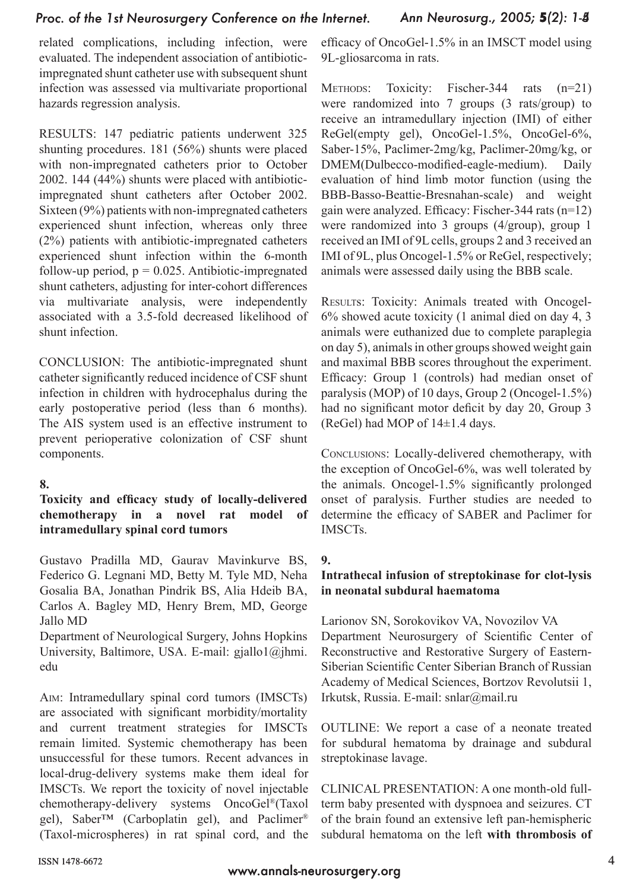related complications, including infection, were evaluated. The independent association of antibiotic-impregnated shunt catheter use with subsequent shunt infection was assessed via multivariate proportional hazards regression analysis.

RESULTS: 147 pediatric patients underwent 325 shunting procedures. 181 (56%) shunts were placed with non-impregnated catheters prior to October 2002. 144 (44%) shunts were placed with antibiotic-impregnated shunt catheters after October 2002. Sixteen (9%) patients with non-impregnated catheters experienced shunt infection, whereas only three (2%) patients with antibiotic-impregnated catheters experienced shunt infection within the 6-month follow-up period, $p = 0.025$. Antibiotic-impregnated shunt catheters, adjusting for inter-cohort differences via multivariate analysis, were independently associated with a 3.5-fold decreased likelihood of shunt infection.

CONCLUSION: The antibiotic-impregnated shunt catheter significantly reduced incidence of CSF shunt infection in children with hydrocephalus during the early postoperative period (less than 6 months). The AIS system used is an effective instrument to prevent perioperative colonization of CSF shunt components.

**8.**

### Toxicity and efficacy study of locally-delivered chemotherapy in a novel rat model of intramedullary spinal cord tumors

Gustavo Pradilla MD, Gaurav Mavinkurve BS, Federico G. Legnani MD, Betty M. Tyle MD, Neha Gosalia BA, Jonathan Pindrik BS, Alia Hdeib BA, Carlos A. Bagley MD, Henry Brem, MD, George Jallo MD

Department of Neurological Surgery, Johns Hopkins University, Baltimore, USA. E-mail: gjallo1@jhmi.edu

AIM: Intramedullary spinal cord tumors (IMSCTs) are associated with significant morbidity/mortality and current treatment strategies for IMSCTs remain limited. Systemic chemotherapy has been unsuccessful for these tumors. Recent advances in local-drug-delivery systems make them ideal for IMSCTs. We report the toxicity of novel injectable chemotherapy-delivery systems OncoGel®(Taxol gel), Saber™ (Carboplatin gel), and Paclimer® (Taxol-microspheres) in rat spinal cord, and the efficacy of OncoGel-1.5% in an IMSCT model using 9L-gliosarcoma in rats.

METHODS: Toxicity: Fischer-344 rats (n=21) were randomized into 7 groups (3 rats/group) to receive an intramedullary injection (IMI) of either ReGel(empty gel), OncoGel-1.5%, OncoGel-6%, Saber-15%, Paclimer-2mg/kg, Paclimer-20mg/kg, or DMEM(Dulbecco-modified-eagle-medium). Daily evaluation of hind limb motor function (using the BBB-Basso-Beattie-Bresnahan-scale) and weight gain were analyzed. Efficacy: Fischer-344 rats (n=12) were randomized into 3 groups (4/group), group 1 received an IMI of 9L cells, groups 2 and 3 received an IMI of 9L, plus Oncogel-1.5% or ReGel, respectively; animals were assessed daily using the BBB scale.

RESULTS: Toxicity: Animals treated with Oncogel-6% showed acute toxicity (1 animal died on day 4, 3 animals were euthanized due to complete paraplegia on day 5), animals in other groups showed weight gain and maximal BBB scores throughout the experiment. Efficacy: Group 1 (controls) had median onset of paralysis (MOP) of 10 days, Group 2 (Oncogel-1.5%) had no significant motor deficit by day 20, Group 3 (ReGel) had MOP of 14±1.4 days.

CONCLUSIONS: Locally-delivered chemotherapy, with the exception of OncoGel-6%, was well tolerated by the animals. Oncogel-1.5% significantly prolonged onset of paralysis. Further studies are needed to determine the efficacy of SABER and Paclimer for IMSCTs.

**9.**

### Intrathecal infusion of streptokinase for clot-lysis in neonatal subdural haematoma

Larionov SN, Sorokovikov VA, Novozilov VA

Department Neurosurgery of Scientific Center of Reconstructive and Restorative Surgery of Eastern-Siberian Scientific Center Siberian Branch of Russian Academy of Medical Sciences, Bortzov Revolutsii 1, Irkutsk, Russia. E-mail: snlar@mail.ru

OUTLINE: We report a case of a neonate treated for subdural hematoma by drainage and subdural streptokinase lavage.

CLINICAL PRESENTATION: A one month-old full-term baby presented with dyspnoea and seizures. CT of the brain found an extensive left pan-hemispheric subdural hematoma on the left **with thrombosis of**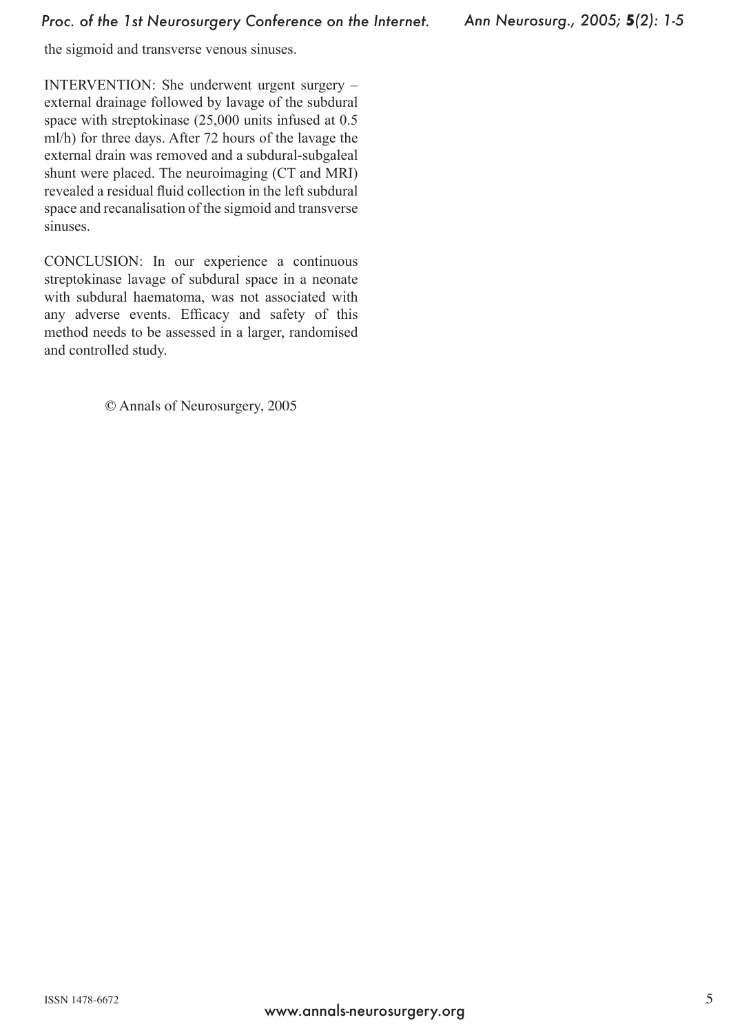the sigmoid and transverse venous sinuses.

INTERVENTION: She underwent urgent surgery – external drainage followed by lavage of the subdural space with streptokinase (25,000 units infused at 0.5 ml/h) for three days. After 72 hours of the lavage the external drain was removed and a subdural-subgaleal shunt were placed. The neuroimaging (CT and MRI) revealed a residual fluid collection in the left subdural space and recanalisation of the sigmoid and transverse sinuses.

CONCLUSION: In our experience a continuous streptokinase lavage of subdural space in a neonate with subdural haematoma, was not associated with any adverse events. Efficacy and safety of this method needs to be assessed in a larger, randomised and controlled study.

© Annals of Neurosurgery, 2005